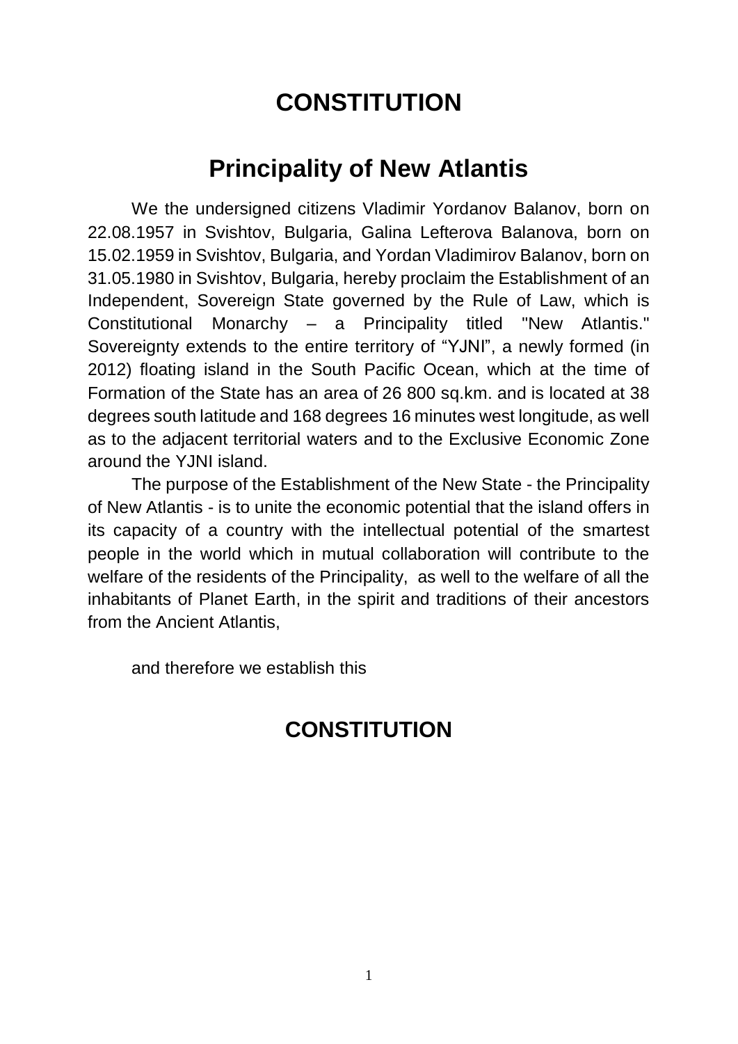# CONSTITUTION

## Principality of New Atlantis

We the undersigned citizens Vladimir Yordanov Balanov, born on 22.08.1957 in Svishtov, Bulgaria, Galina Lefterova Balanova, born on 15.02.1959 in Svishtov, Bulgaria, and Yordan Vladimirov Balanov, born on 31.05.1980 in Svishtov, Bulgaria, hereby proclaim the Establishment of an Independent, Sovereign State governed by the Rule of Law, which is Constitutional Monarchy – a Principality titled "New Atlantis." Sovereignty extends to the entire territory of "YJNI", a newly formed (in 2012) floating island in the South Pacific Ocean, which at the time of Formation of the State has an area of 26 800 sq.km. and is located at 38 degrees south latitude and 168 degrees 16 minutes west longitude, as well as to the adjacent territorial waters and to the Exclusive Economic Zone around the YJNI island.

The purpose of the Establishment of the New State - the Principality of New Atlantis - is to unite the economic potential that the island offers in its capacity of a country with the intellectual potential of the smartest people in the world which in mutual collaboration will contribute to the welfare of the residents of the Principality, as well to the welfare of all the inhabitants of Planet Earth, in the spirit and traditions of their ancestors from the Ancient Atlantis,

and therefore we establish this

## CONSTITUTION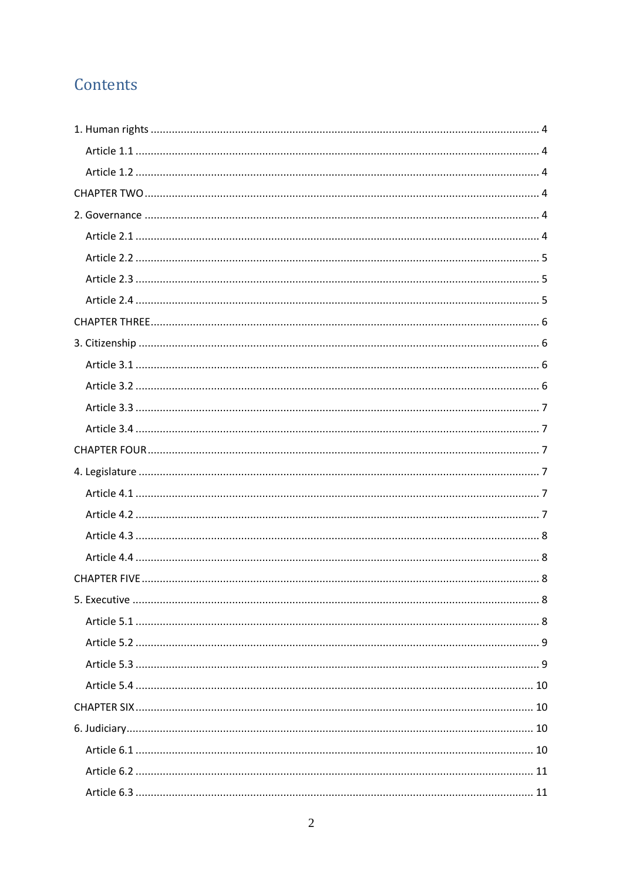# Contents

1. Human rights ..... 4
    - Article 1.1 ..... 4
    - Article 1.2 ..... 4

CHAPTER TWO ..... 4

2. Governance ..... 4
    - Article 2.1 ..... 4
    - Article 2.2 ..... 5
    - Article 2.3 ..... 5
    - Article 2.4 ..... 5

CHAPTER THREE ..... 6

3. Citizenship ..... 6
    - Article 3.1 ..... 6
    - Article 3.2 ..... 6
    - Article 3.3 ..... 7
    - Article 3.4 ..... 7

CHAPTER FOUR ..... 7

4. Legislature ..... 7
    - Article 4.1 ..... 7
    - Article 4.2 ..... 7
    - Article 4.3 ..... 8
    - Article 4.4 ..... 8

CHAPTER FIVE ..... 8

5. Executive ..... 8
    - Article 5.1 ..... 8
    - Article 5.2 ..... 9
    - Article 5.3 ..... 9
    - Article 5.4 ..... 10

CHAPTER SIX ..... 10

6. Judiciary ..... 10
    - Article 6.1 ..... 10
    - Article 6.2 ..... 11
    - Article 6.3 ..... 11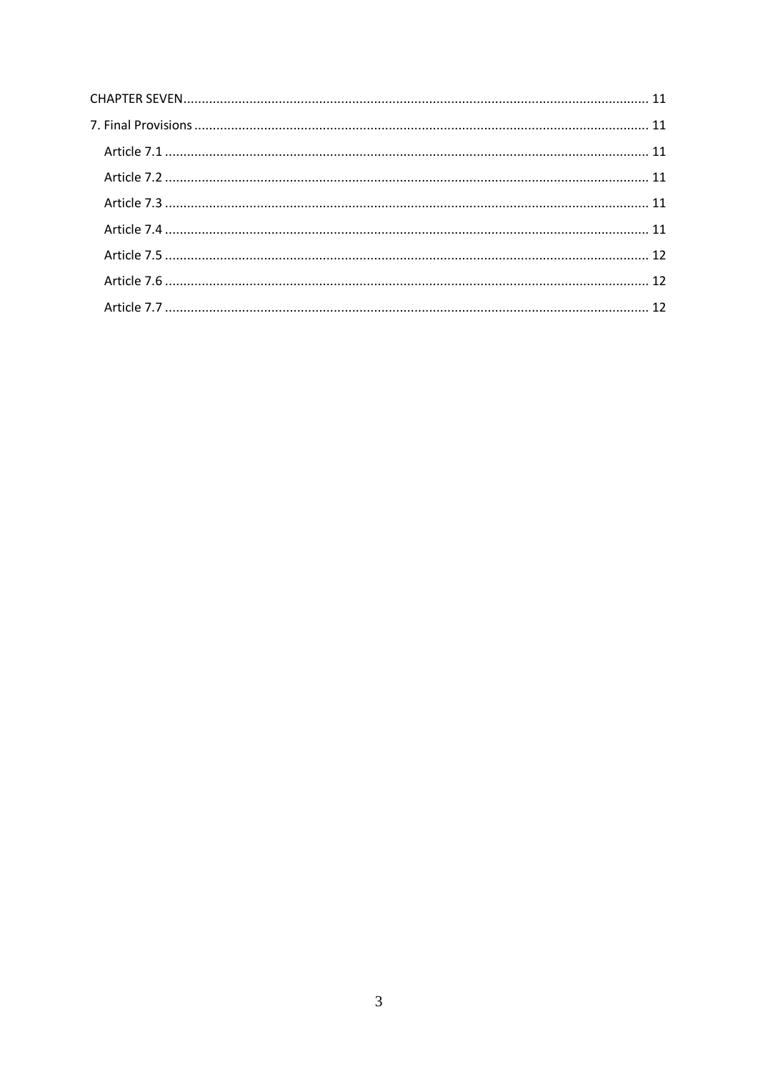CHAPTER SEVEN ................................................................................................................................ 11

7. Final Provisions ............................................................................................................................ 11

Article 7.1 ................................................................................................................................... 11

Article 7.2 ................................................................................................................................... 11

Article 7.3 ................................................................................................................................... 11

Article 7.4 ................................................................................................................................... 11

Article 7.5 ................................................................................................................................... 12

Article 7.6 ................................................................................................................................... 12

Article 7.7 ................................................................................................................................... 12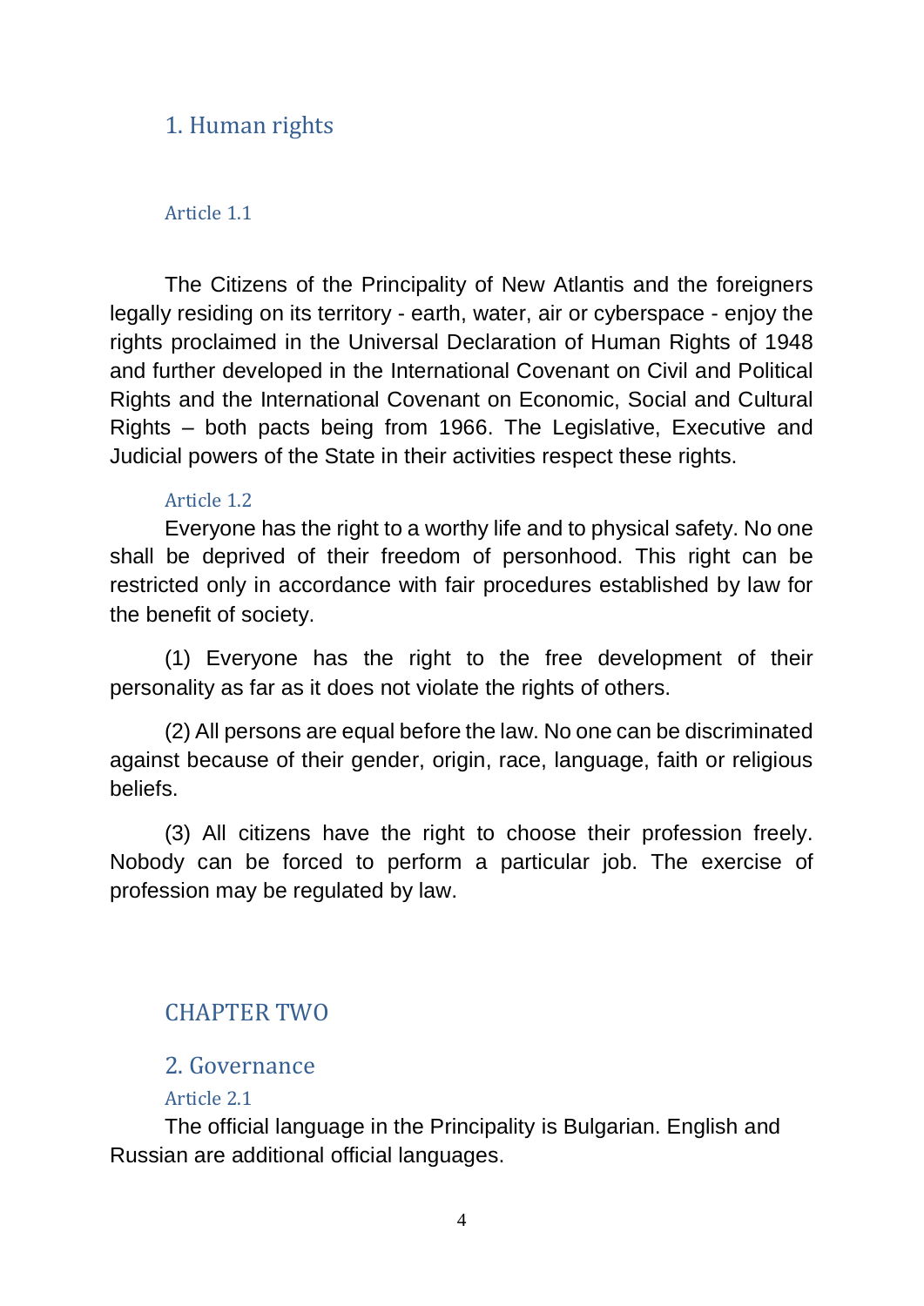## 1. Human rights

### Article 1.1

The Citizens of the Principality of New Atlantis and the foreigners legally residing on its territory - earth, water, air or cyberspace - enjoy the rights proclaimed in the Universal Declaration of Human Rights of 1948 and further developed in the International Covenant on Civil and Political Rights and the International Covenant on Economic, Social and Cultural Rights – both pacts being from 1966. The Legislative, Executive and Judicial powers of the State in their activities respect these rights.

### Article 1.2

Everyone has the right to a worthy life and to physical safety. No one shall be deprived of their freedom of personhood. This right can be restricted only in accordance with fair procedures established by law for the benefit of society.

(1) Everyone has the right to the free development of their personality as far as it does not violate the rights of others.

(2) All persons are equal before the law. No one can be discriminated against because of their gender, origin, race, language, faith or religious beliefs.

(3) All citizens have the right to choose their profession freely. Nobody can be forced to perform a particular job. The exercise of profession may be regulated by law.

# CHAPTER TWO

## 2. Governance

### Article 2.1

The official language in the Principality is Bulgarian. English and Russian are additional official languages.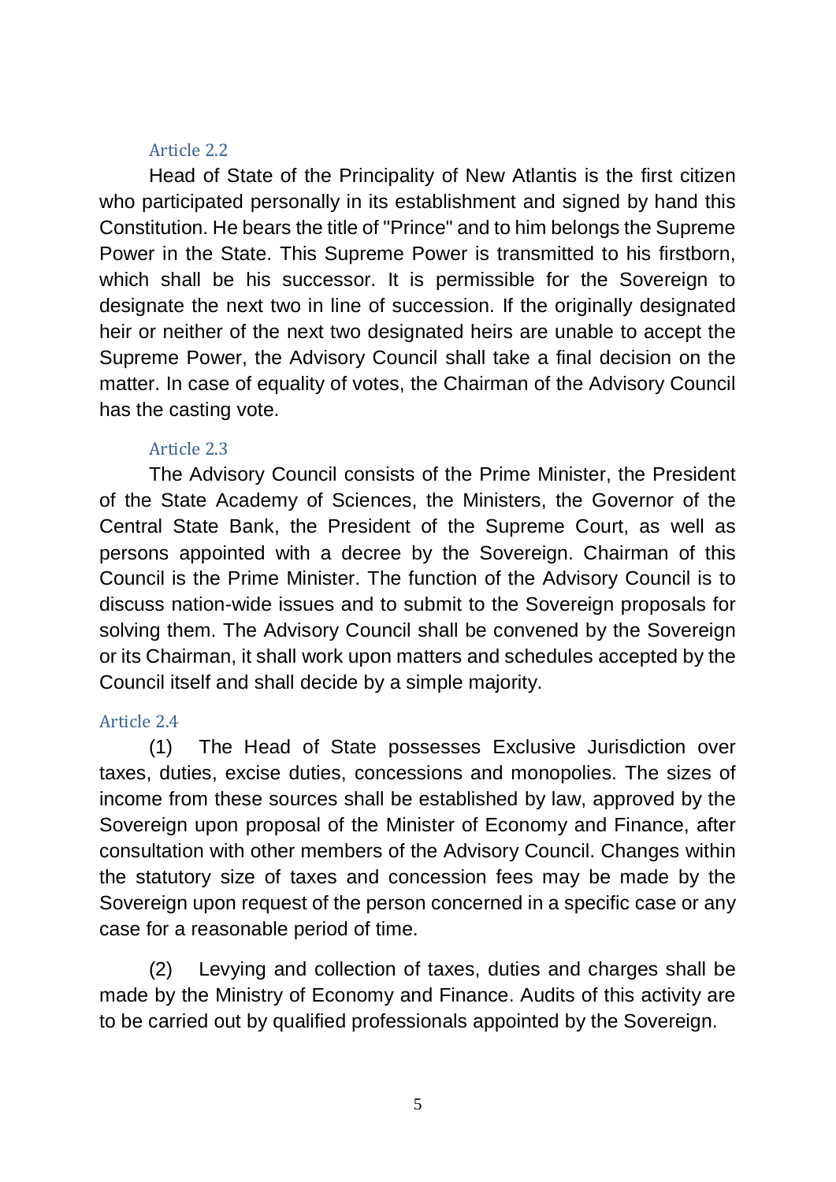### Article 2.2

Head of State of the Principality of New Atlantis is the first citizen who participated personally in its establishment and signed by hand this Constitution. He bears the title of "Prince" and to him belongs the Supreme Power in the State. This Supreme Power is transmitted to his firstborn, which shall be his successor. It is permissible for the Sovereign to designate the next two in line of succession. If the originally designated heir or neither of the next two designated heirs are unable to accept the Supreme Power, the Advisory Council shall take a final decision on the matter. In case of equality of votes, the Chairman of the Advisory Council has the casting vote.

### Article 2.3

The Advisory Council consists of the Prime Minister, the President of the State Academy of Sciences, the Ministers, the Governor of the Central State Bank, the President of the Supreme Court, as well as persons appointed with a decree by the Sovereign. Chairman of this Council is the Prime Minister. The function of the Advisory Council is to discuss nation-wide issues and to submit to the Sovereign proposals for solving them. The Advisory Council shall be convened by the Sovereign or its Chairman, it shall work upon matters and schedules accepted by the Council itself and shall decide by a simple majority.

### Article 2.4

(1) The Head of State possesses Exclusive Jurisdiction over taxes, duties, excise duties, concessions and monopolies. The sizes of income from these sources shall be established by law, approved by the Sovereign upon proposal of the Minister of Economy and Finance, after consultation with other members of the Advisory Council. Changes within the statutory size of taxes and concession fees may be made by the Sovereign upon request of the person concerned in a specific case or any case for a reasonable period of time.

(2) Levying and collection of taxes, duties and charges shall be made by the Ministry of Economy and Finance. Audits of this activity are to be carried out by qualified professionals appointed by the Sovereign.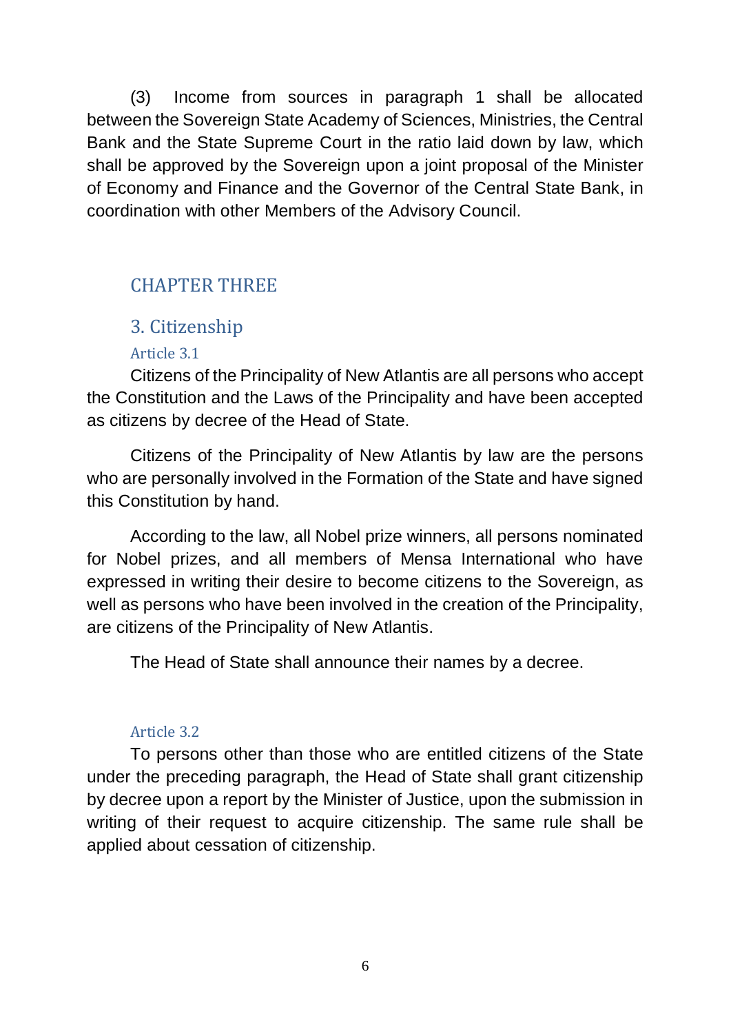(3) Income from sources in paragraph 1 shall be allocated between the Sovereign State Academy of Sciences, Ministries, the Central Bank and the State Supreme Court in the ratio laid down by law, which shall be approved by the Sovereign upon a joint proposal of the Minister of Economy and Finance and the Governor of the Central State Bank, in coordination with other Members of the Advisory Council.

# CHAPTER THREE

## 3. Citizenship

### Article 3.1

Citizens of the Principality of New Atlantis are all persons who accept the Constitution and the Laws of the Principality and have been accepted as citizens by decree of the Head of State.

Citizens of the Principality of New Atlantis by law are the persons who are personally involved in the Formation of the State and have signed this Constitution by hand.

According to the law, all Nobel prize winners, all persons nominated for Nobel prizes, and all members of Mensa International who have expressed in writing their desire to become citizens to the Sovereign, as well as persons who have been involved in the creation of the Principality, are citizens of the Principality of New Atlantis.

The Head of State shall announce their names by a decree.

### Article 3.2

To persons other than those who are entitled citizens of the State under the preceding paragraph, the Head of State shall grant citizenship by decree upon a report by the Minister of Justice, upon the submission in writing of their request to acquire citizenship. The same rule shall be applied about cessation of citizenship.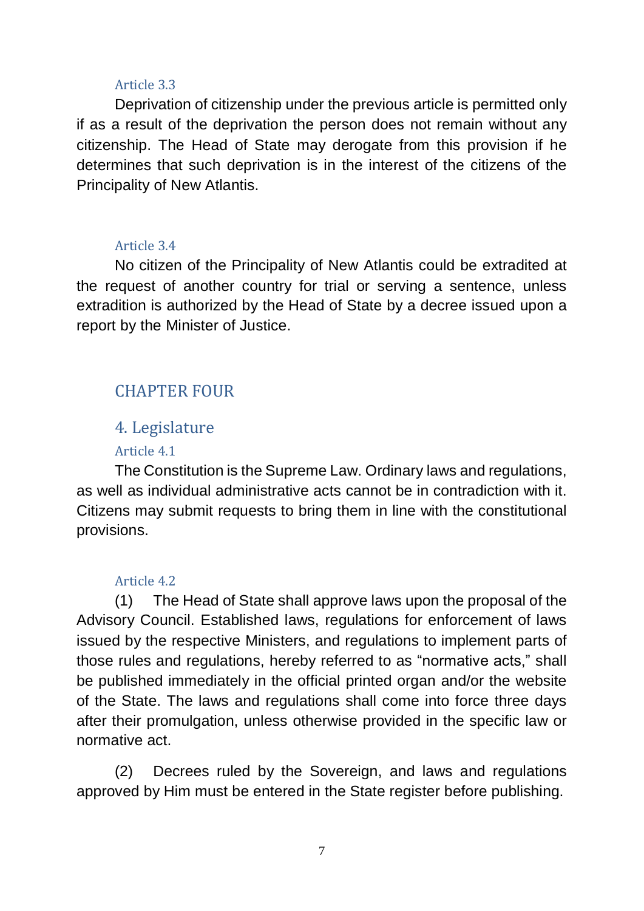### Article 3.3

Deprivation of citizenship under the previous article is permitted only if as a result of the deprivation the person does not remain without any citizenship. The Head of State may derogate from this provision if he determines that such deprivation is in the interest of the citizens of the Principality of New Atlantis.

### Article 3.4

No citizen of the Principality of New Atlantis could be extradited at the request of another country for trial or serving a sentence, unless extradition is authorized by the Head of State by a decree issued upon a report by the Minister of Justice.

# CHAPTER FOUR

## 4. Legislature

### Article 4.1

The Constitution is the Supreme Law. Ordinary laws and regulations, as well as individual administrative acts cannot be in contradiction with it. Citizens may submit requests to bring them in line with the constitutional provisions.

### Article 4.2

(1) The Head of State shall approve laws upon the proposal of the Advisory Council. Established laws, regulations for enforcement of laws issued by the respective Ministers, and regulations to implement parts of those rules and regulations, hereby referred to as "normative acts," shall be published immediately in the official printed organ and/or the website of the State. The laws and regulations shall come into force three days after their promulgation, unless otherwise provided in the specific law or normative act.

(2) Decrees ruled by the Sovereign, and laws and regulations approved by Him must be entered in the State register before publishing.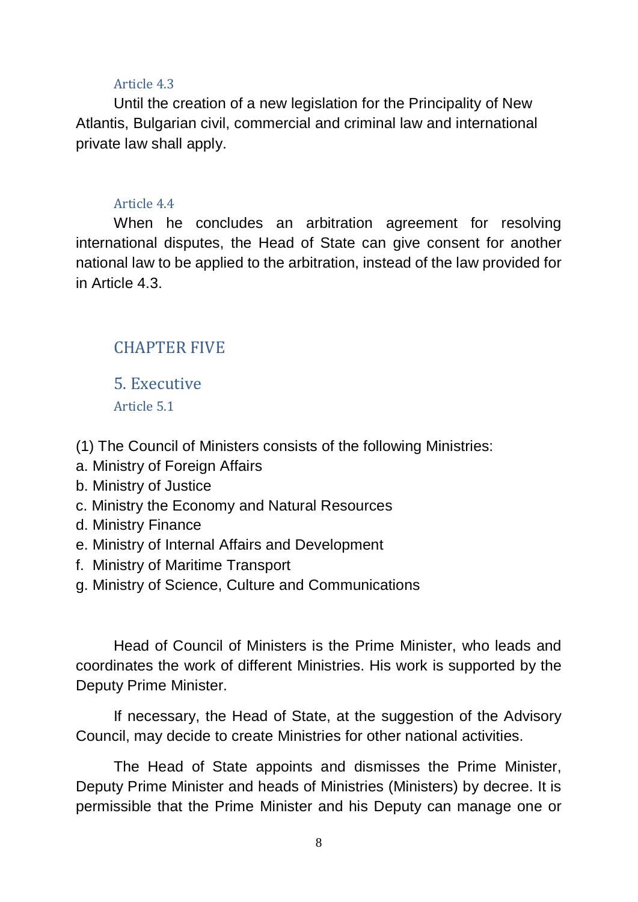#### Article 4.3

Until the creation of a new legislation for the Principality of New Atlantis, Bulgarian civil, commercial and criminal law and international private law shall apply.

#### Article 4.4

When he concludes an arbitration agreement for resolving international disputes, the Head of State can give consent for another national law to be applied to the arbitration, instead of the law provided for in Article 4.3.

## CHAPTER FIVE

### 5. Executive

#### Article 5.1

(1) The Council of Ministers consists of the following Ministries:

a. Ministry of Foreign Affairs
b. Ministry of Justice
c. Ministry the Economy and Natural Resources
d. Ministry Finance
e. Ministry of Internal Affairs and Development
f. Ministry of Maritime Transport
g. Ministry of Science, Culture and Communications

Head of Council of Ministers is the Prime Minister, who leads and coordinates the work of different Ministries. His work is supported by the Deputy Prime Minister.

If necessary, the Head of State, at the suggestion of the Advisory Council, may decide to create Ministries for other national activities.

The Head of State appoints and dismisses the Prime Minister, Deputy Prime Minister and heads of Ministries (Ministers) by decree. It is permissible that the Prime Minister and his Deputy can manage one or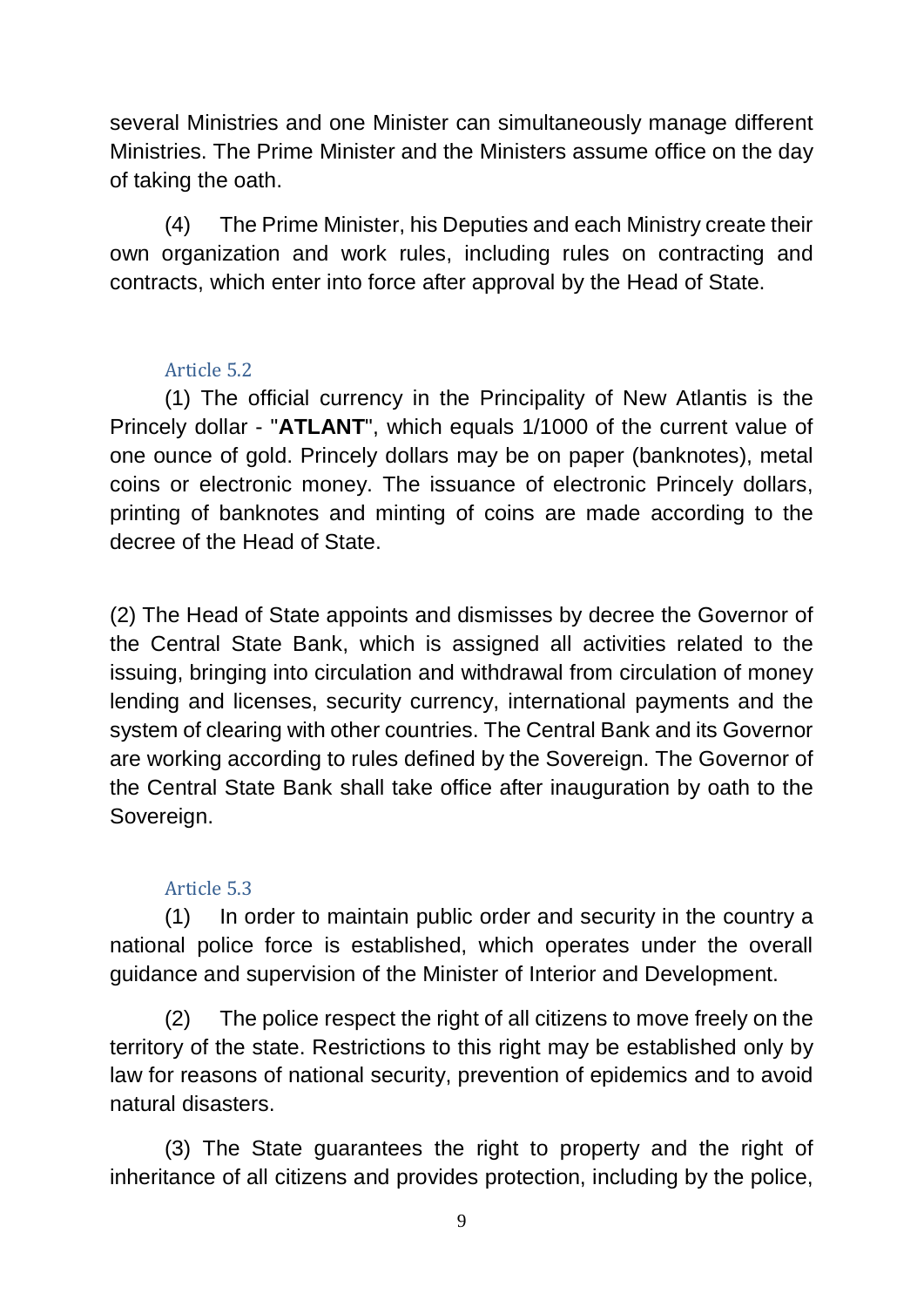several Ministries and one Minister can simultaneously manage different Ministries. The Prime Minister and the Ministers assume office on the day of taking the oath.

(4) The Prime Minister, his Deputies and each Ministry create their own organization and work rules, including rules on contracting and contracts, which enter into force after approval by the Head of State.

### Article 5.2

(1) The official currency in the Principality of New Atlantis is the Princely dollar - "**ATLANT**", which equals 1/1000 of the current value of one ounce of gold. Princely dollars may be on paper (banknotes), metal coins or electronic money. The issuance of electronic Princely dollars, printing of banknotes and minting of coins are made according to the decree of the Head of State.

(2) The Head of State appoints and dismisses by decree the Governor of the Central State Bank, which is assigned all activities related to the issuing, bringing into circulation and withdrawal from circulation of money lending and licenses, security currency, international payments and the system of clearing with other countries. The Central Bank and its Governor are working according to rules defined by the Sovereign. The Governor of the Central State Bank shall take office after inauguration by oath to the Sovereign.

### Article 5.3

(1) In order to maintain public order and security in the country a national police force is established, which operates under the overall guidance and supervision of the Minister of Interior and Development.

(2) The police respect the right of all citizens to move freely on the territory of the state. Restrictions to this right may be established only by law for reasons of national security, prevention of epidemics and to avoid natural disasters.

(3) The State guarantees the right to property and the right of inheritance of all citizens and provides protection, including by the police,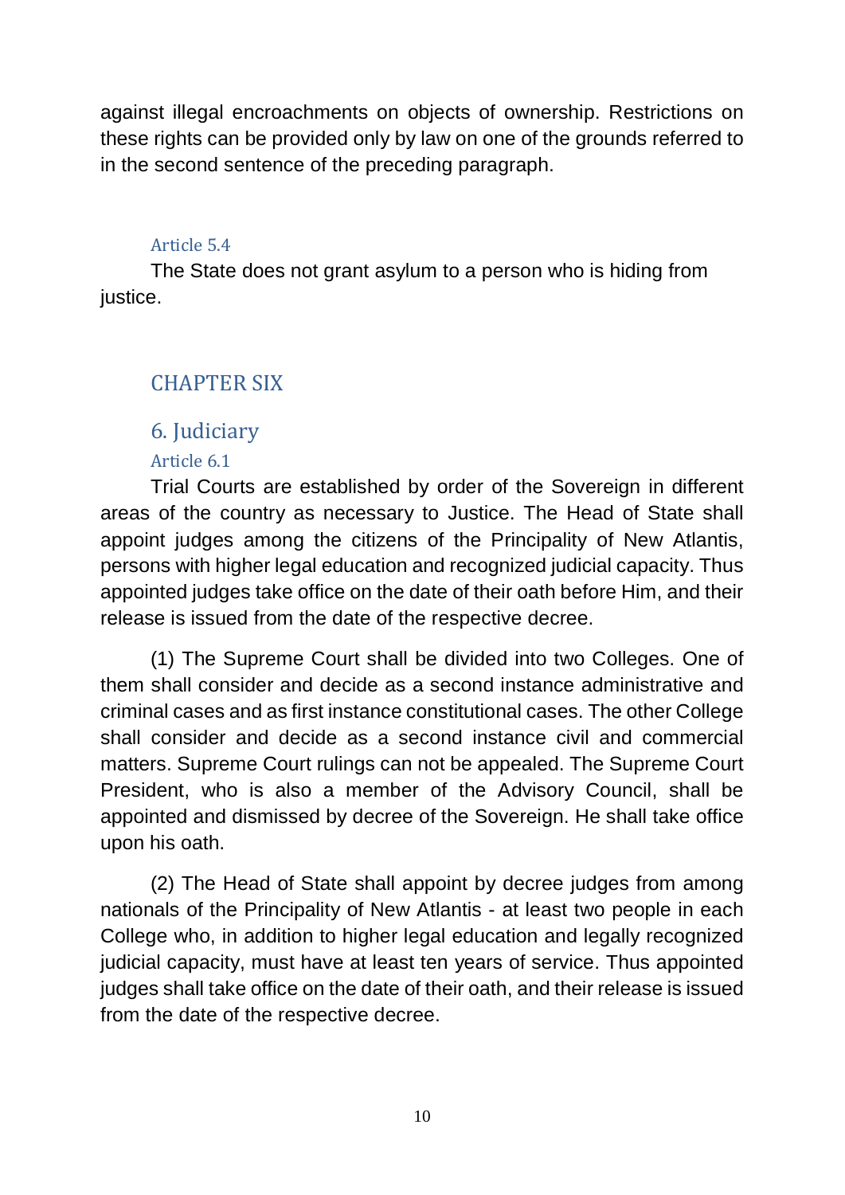against illegal encroachments on objects of ownership. Restrictions on these rights can be provided only by law on one of the grounds referred to in the second sentence of the preceding paragraph.

### Article 5.4

The State does not grant asylum to a person who is hiding from justice.

# CHAPTER SIX

## 6. Judiciary

### Article 6.1

Trial Courts are established by order of the Sovereign in different areas of the country as necessary to Justice. The Head of State shall appoint judges among the citizens of the Principality of New Atlantis, persons with higher legal education and recognized judicial capacity. Thus appointed judges take office on the date of their oath before Him, and their release is issued from the date of the respective decree.

(1) The Supreme Court shall be divided into two Colleges. One of them shall consider and decide as a second instance administrative and criminal cases and as first instance constitutional cases. The other College shall consider and decide as a second instance civil and commercial matters. Supreme Court rulings can not be appealed. The Supreme Court President, who is also a member of the Advisory Council, shall be appointed and dismissed by decree of the Sovereign. He shall take office upon his oath.

(2) The Head of State shall appoint by decree judges from among nationals of the Principality of New Atlantis - at least two people in each College who, in addition to higher legal education and legally recognized judicial capacity, must have at least ten years of service. Thus appointed judges shall take office on the date of their oath, and their release is issued from the date of the respective decree.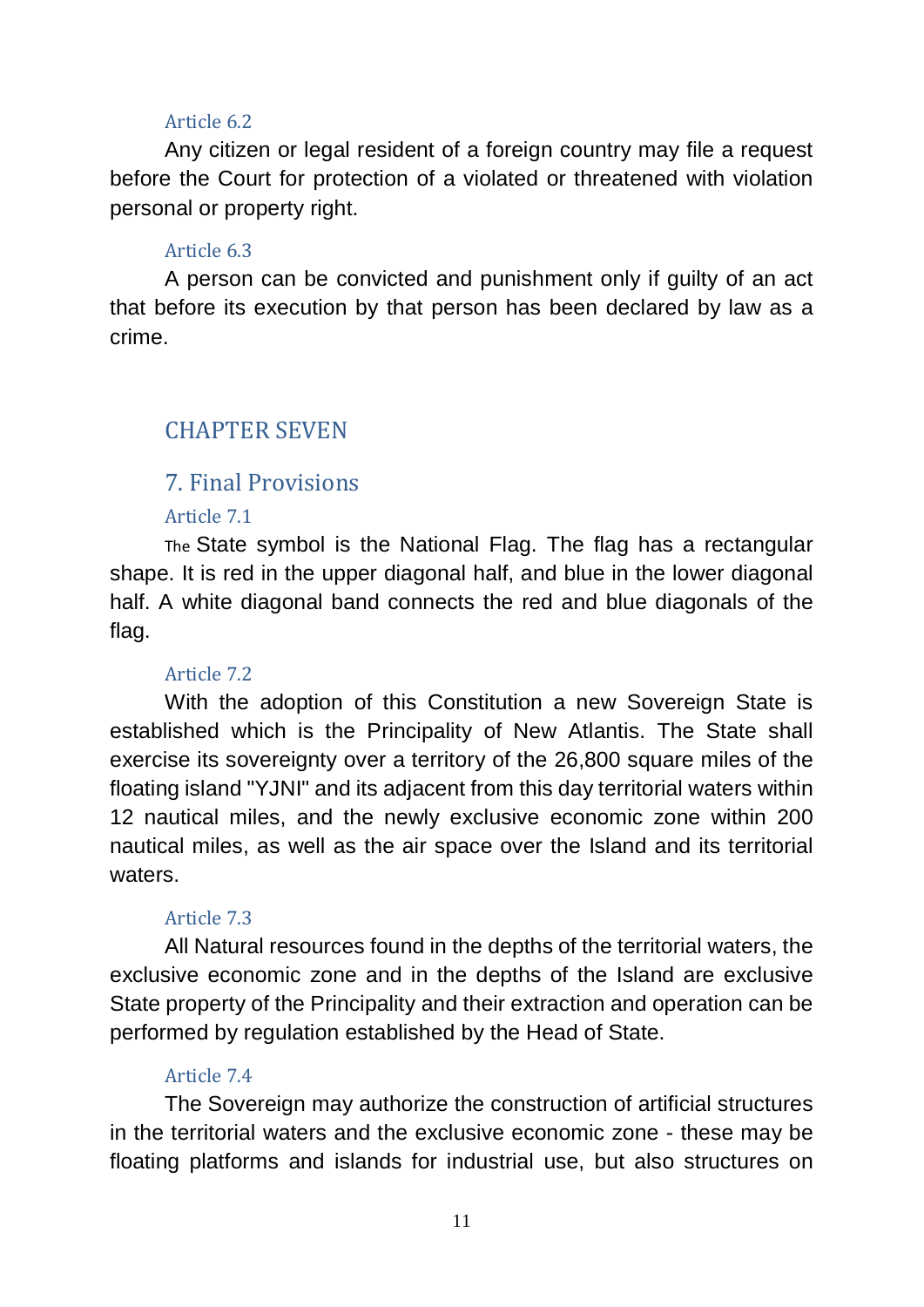#### Article 6.2

Any citizen or legal resident of a foreign country may file a request before the Court for protection of a violated or threatened with violation personal or property right.

#### Article 6.3

A person can be convicted and punishment only if guilty of an act that before its execution by that person has been declared by law as a crime.

## CHAPTER SEVEN

### 7. Final Provisions

#### Article 7.1

The State symbol is the National Flag. The flag has a rectangular shape. It is red in the upper diagonal half, and blue in the lower diagonal half. A white diagonal band connects the red and blue diagonals of the flag.

#### Article 7.2

With the adoption of this Constitution a new Sovereign State is established which is the Principality of New Atlantis. The State shall exercise its sovereignty over a territory of the 26,800 square miles of the floating island "YJNI" and its adjacent from this day territorial waters within 12 nautical miles, and the newly exclusive economic zone within 200 nautical miles, as well as the air space over the Island and its territorial waters.

#### Article 7.3

All Natural resources found in the depths of the territorial waters, the exclusive economic zone and in the depths of the Island are exclusive State property of the Principality and their extraction and operation can be performed by regulation established by the Head of State.

#### Article 7.4

The Sovereign may authorize the construction of artificial structures in the territorial waters and the exclusive economic zone - these may be floating platforms and islands for industrial use, but also structures on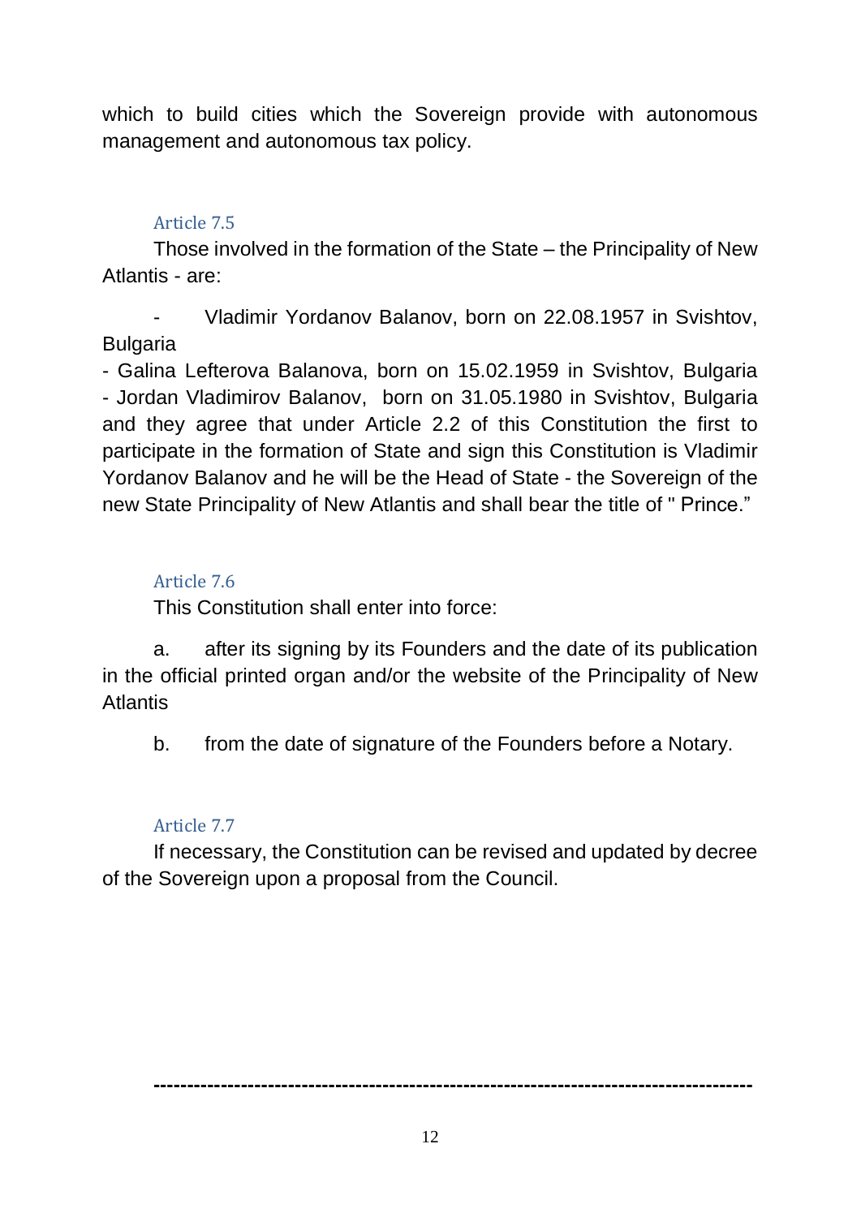which to build cities which the Sovereign provide with autonomous management and autonomous tax policy.

### Article 7.5

Those involved in the formation of the State – the Principality of New Atlantis - are:

- Vladimir Yordanov Balanov, born on 22.08.1957 in Svishtov, Bulgaria
- Galina Lefterova Balanova, born on 15.02.1959 in Svishtov, Bulgaria
- Jordan Vladimirov Balanov, born on 31.05.1980 in Svishtov, Bulgaria

and they agree that under Article 2.2 of this Constitution the first to participate in the formation of State and sign this Constitution is Vladimir Yordanov Balanov and he will be the Head of State - the Sovereign of the new State Principality of New Atlantis and shall bear the title of " Prince."

### Article 7.6

This Constitution shall enter into force:

a. after its signing by its Founders and the date of its publication in the official printed organ and/or the website of the Principality of New Atlantis

b. from the date of signature of the Founders before a Notary.

### Article 7.7

If necessary, the Constitution can be revised and updated by decree of the Sovereign upon a proposal from the Council.

---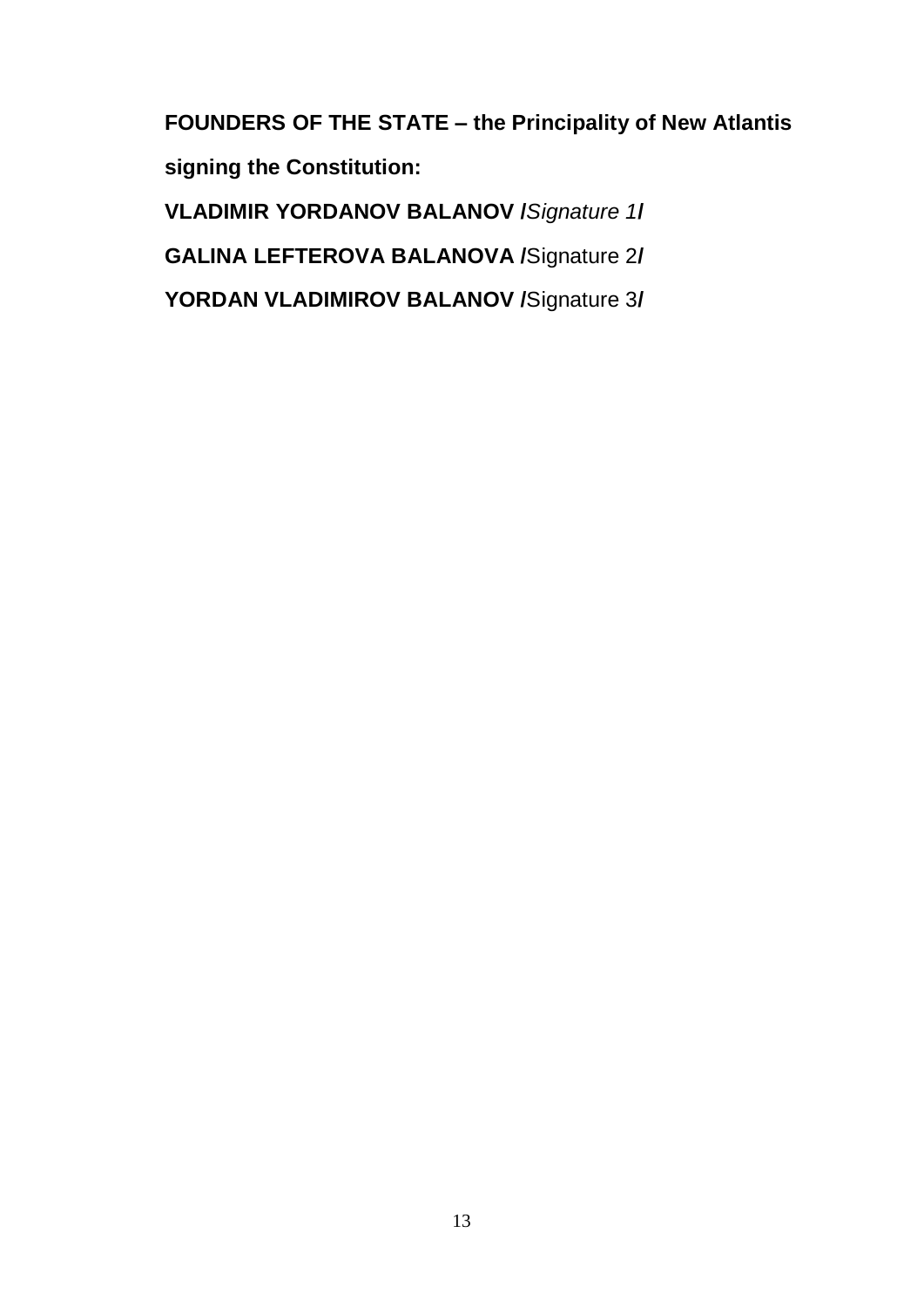**FOUNDERS OF THE STATE – the Principality of New Atlantis**

**signing the Constitution:**

**VLADIMIR YORDANOV BALANOV /***Signature 1***/**

**GALINA LEFTEROVA BALANOVA /**Signature 2**/**

**YORDAN VLADIMIROV BALANOV /**Signature 3**/**